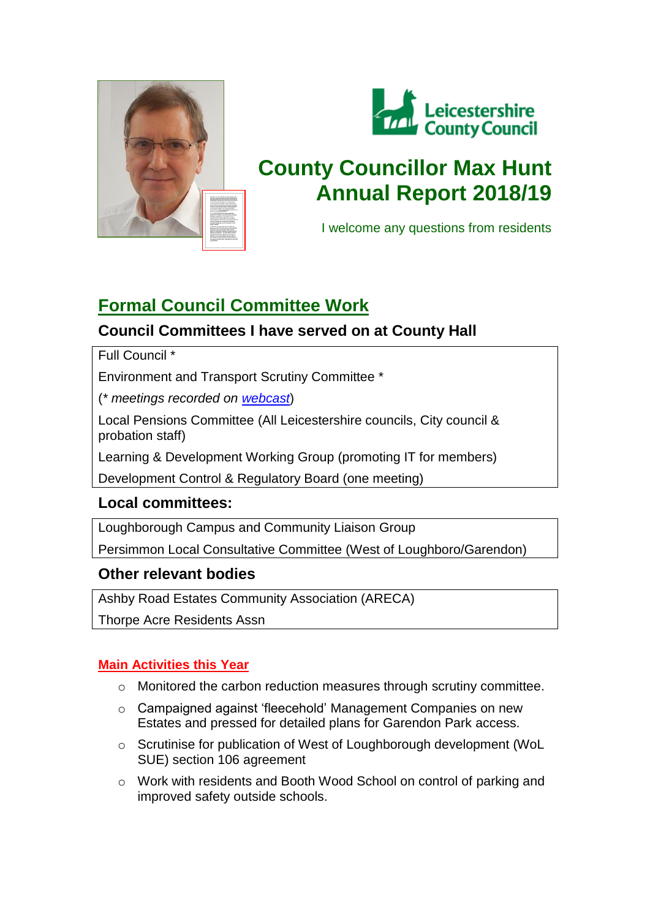# County Councillor Max Hunt Annual Report 2018/19

I welcome any questions from residents

## Formal Council Committee Work

### Council Committees I have served on at County Hall

Full Council *

Environment and Transport Scrutiny Committee *

(* *meetings recorded on* *webcast*)

Local Pensions Committee (All Leicestershire councils, City council & probation staff)

Learning & Development Working Group (promoting IT for members)

Development Control & Regulatory Board (one meeting)

### Local committees:

Loughborough Campus and Community Liaison Group

Persimmon Local Consultative Committee (West of Loughboro/Garendon)

### Other relevant bodies

Ashby Road Estates Community Association (ARECA)

Thorpe Acre Residents Assn

### Main Activities this Year

- Monitored the carbon reduction measures through scrutiny committee.
- Campaigned against 'fleecehold' Management Companies on new Estates and pressed for detailed plans for Garendon Park access.
- Scrutinise for publication of West of Loughborough development (WoL SUE) section 106 agreement
- Work with residents and Booth Wood School on control of parking and improved safety outside schools.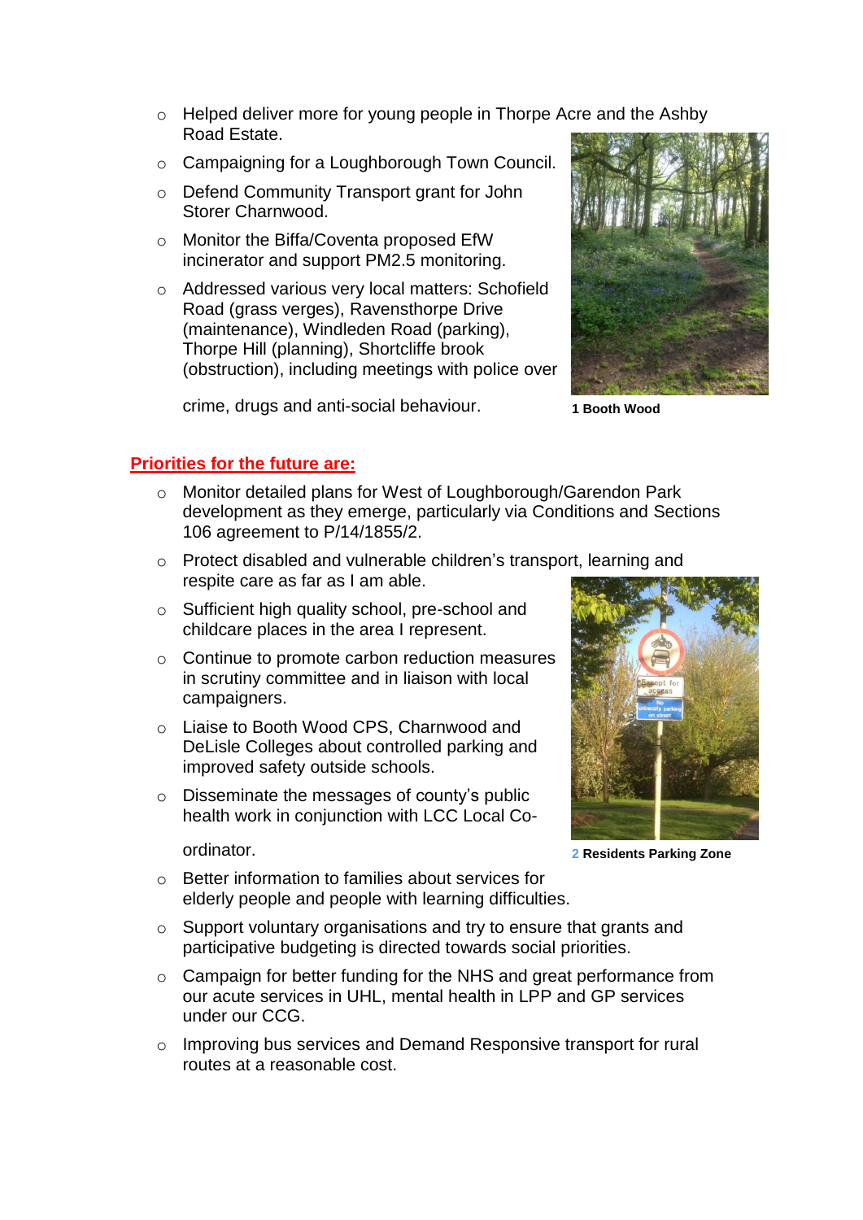- Helped deliver more for young people in Thorpe Acre and the Ashby Road Estate.
- Campaigning for a Loughborough Town Council.
- Defend Community Transport grant for John Storer Charnwood.
- Monitor the Biffa/Coventa proposed EfW incinerator and support PM2.5 monitoring.
- Addressed various very local matters: Schofield Road (grass verges), Ravensthorpe Drive (maintenance), Windleden Road (parking), Thorpe Hill (planning), Shortcliffe brook (obstruction), including meetings with police over crime, drugs and anti-social behaviour.

1 Booth Wood

## Priorities for the future are:

- Monitor detailed plans for West of Loughborough/Garendon Park development as they emerge, particularly via Conditions and Sections 106 agreement to P/14/1855/2.
- Protect disabled and vulnerable children's transport, learning and respite care as far as I am able.
- Sufficient high quality school, pre-school and childcare places in the area I represent.
- Continue to promote carbon reduction measures in scrutiny committee and in liaison with local campaigners.
- Liaise to Booth Wood CPS, Charnwood and DeLisle Colleges about controlled parking and improved safety outside schools.
- Disseminate the messages of county's public health work in conjunction with LCC Local Co-ordinator.
- Better information to families about services for elderly people and people with learning difficulties.
- Support voluntary organisations and try to ensure that grants and participative budgeting is directed towards social priorities.
- Campaign for better funding for the NHS and great performance from our acute services in UHL, mental health in LPP and GP services under our CCG.
- Improving bus services and Demand Responsive transport for rural routes at a reasonable cost.

2 Residents Parking Zone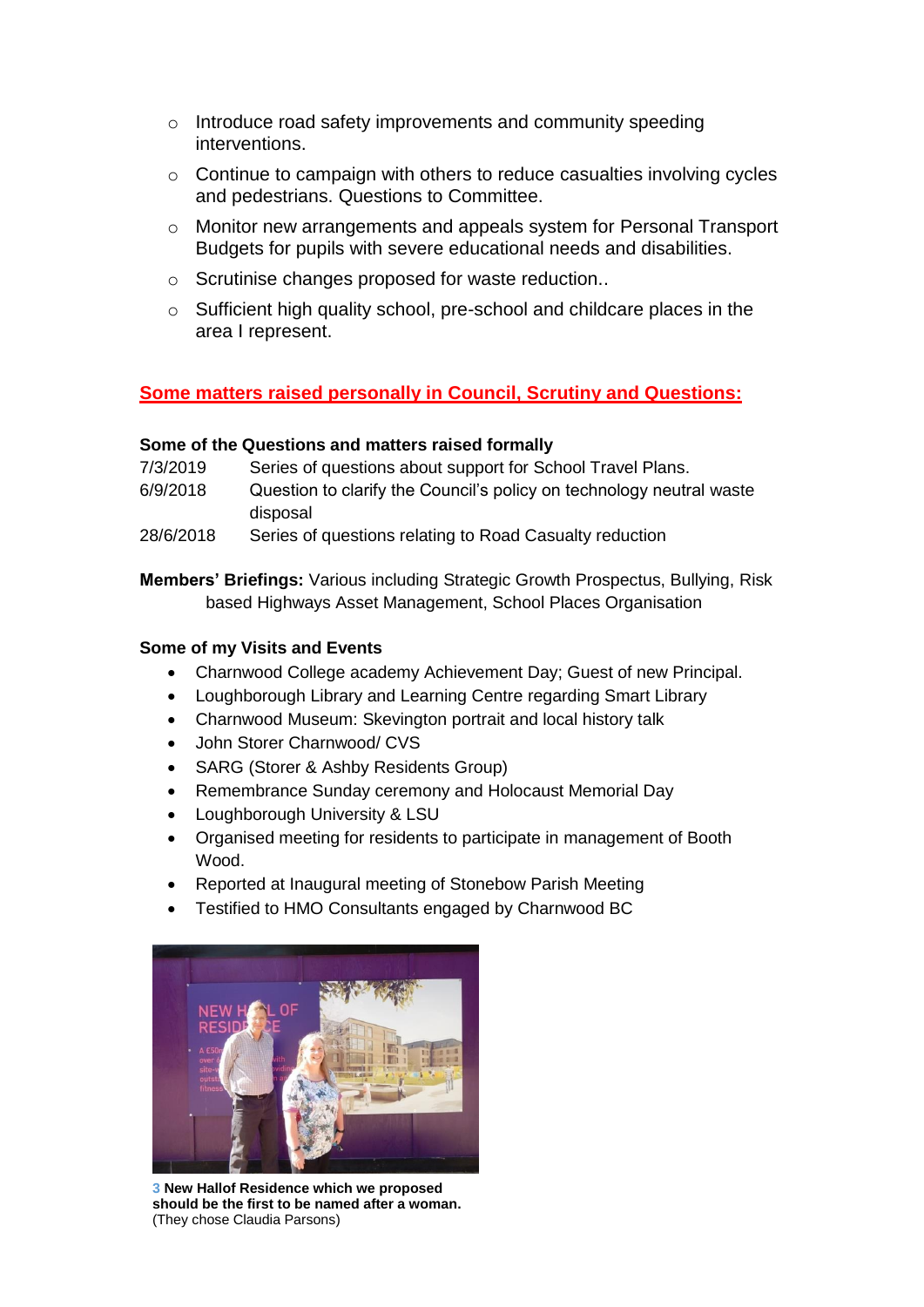- Introduce road safety improvements and community speeding interventions.
- Continue to campaign with others to reduce casualties involving cycles and pedestrians. Questions to Committee.
- Monitor new arrangements and appeals system for Personal Transport Budgets for pupils with severe educational needs and disabilities.
- Scrutinise changes proposed for waste reduction..
- Sufficient high quality school, pre-school and childcare places in the area I represent.

## Some matters raised personally in Council, Scrutiny and Questions:

**Some of the Questions and matters raised formally**

| | |
|---|---|
| 7/3/2019 | Series of questions about support for School Travel Plans. |
| 6/9/2018 | Question to clarify the Council's policy on technology neutral waste disposal |
| 28/6/2018 | Series of questions relating to Road Casualty reduction |

**Members' Briefings:** Various including Strategic Growth Prospectus, Bullying, Risk based Highways Asset Management, School Places Organisation

**Some of my Visits and Events**

- Charnwood College academy Achievement Day; Guest of new Principal.
- Loughborough Library and Learning Centre regarding Smart Library
- Charnwood Museum: Skevington portrait and local history talk
- John Storer Charnwood/ CVS
- SARG (Storer & Ashby Residents Group)
- Remembrance Sunday ceremony and Holocaust Memorial Day
- Loughborough University & LSU
- Organised meeting for residents to participate in management of Booth Wood.
- Reported at Inaugural meeting of Stonebow Parish Meeting
- Testified to HMO Consultants engaged by Charnwood BC

3 **New Hallof Residence which we proposed should be the first to be named after a woman.** (They chose Claudia Parsons)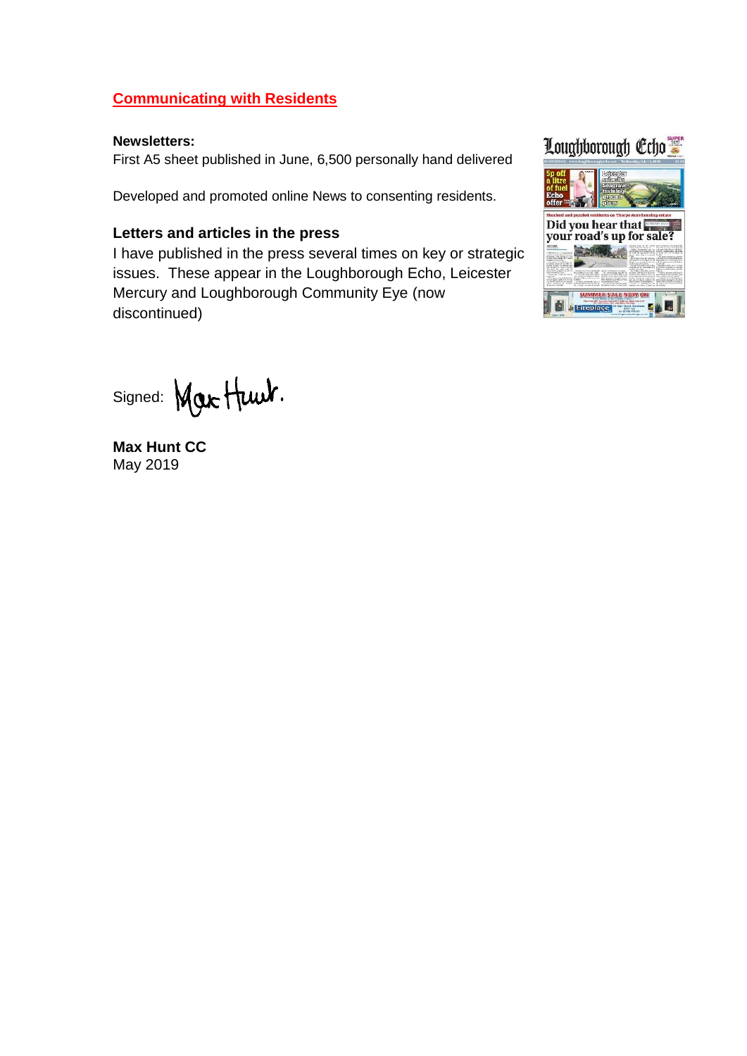## Communicating with Residents

**Newsletters:**
First A5 sheet published in June, 6,500 personally hand delivered

Developed and promoted online News to consenting residents.

### Letters and articles in the press

I have published in the press several times on key or strategic issues. These appear in the Loughborough Echo, Leicester Mercury and Loughborough Community Eye (now discontinued)

Signed:

**Max Hunt CC**
May 2019